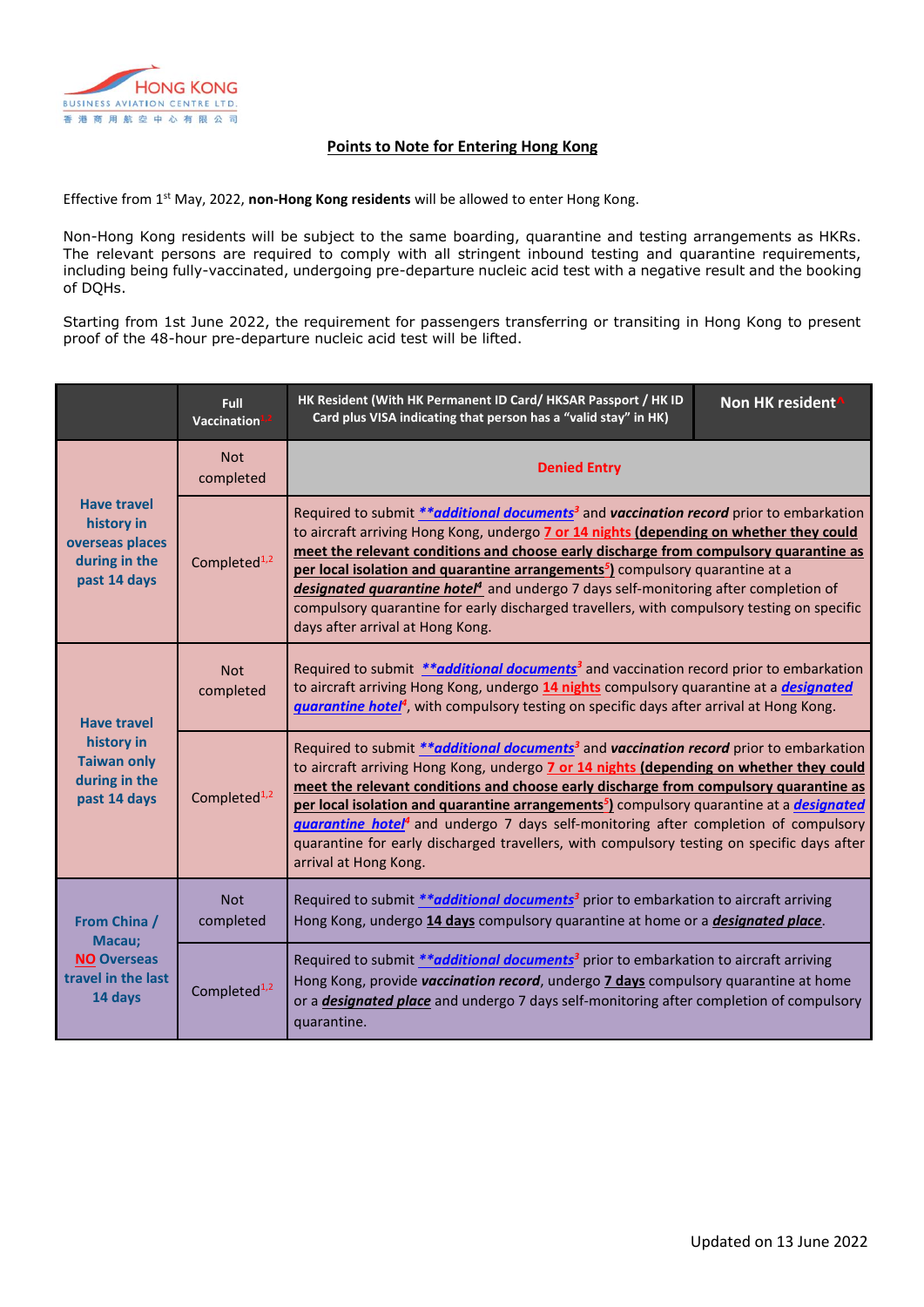HONG KONG
BUSINESS AVIATION CENTRE LTD.
香港商用航空中心有限公司

## Points to Note for Entering Hong Kong

Effective from 1st May, 2022, **non-Hong Kong residents** will be allowed to enter Hong Kong.

Non-Hong Kong residents will be subject to the same boarding, quarantine and testing arrangements as HKRs. The relevant persons are required to comply with all stringent inbound testing and quarantine requirements, including being fully-vaccinated, undergoing pre-departure nucleic acid test with a negative result and the booking of DQHs.

Starting from 1st June 2022, the requirement for passengers transferring or transiting in Hong Kong to present proof of the 48-hour pre-departure nucleic acid test will be lifted.

| | Full Vaccination[1,2] | HK Resident (With HK Permanent ID Card/ HKSAR Passport / HK ID Card plus VISA indicating that person has a "valid stay" in HK) | Non HK resident^ |
|---|---|---|---|
| **Have travel history in overseas places during in the past 14 days** | Not completed | **Denied Entry** | |
| | Completed[1,2] | Required to submit ***\*\*additional documents***[3] and ***vaccination record*** prior to embarkation to aircraft arriving Hong Kong, undergo 7 or 14 nights **(depending on whether they could meet the relevant conditions and choose early discharge from compulsory quarantine as per local isolation and quarantine arrangements**[5]**)** compulsory quarantine at a ***designated quarantine hotel***[4] and undergo 7 days self-monitoring after completion of compulsory quarantine for early discharged travellers, with compulsory testing on specific days after arrival at Hong Kong. | |
| **Have travel history in Taiwan only during in the past 14 days** | Not completed | Required to submit ***\*\*additional documents***[3] and vaccination record prior to embarkation to aircraft arriving Hong Kong, undergo 14 nights compulsory quarantine at a ***designated quarantine hotel***[4], with compulsory testing on specific days after arrival at Hong Kong. | |
| | Completed[1,2] | Required to submit ***\*\*additional documents***[3] and ***vaccination record*** prior to embarkation to aircraft arriving Hong Kong, undergo 7 or 14 nights **(depending on whether they could meet the relevant conditions and choose early discharge from compulsory quarantine as per local isolation and quarantine arrangements**[5]**)** compulsory quarantine at a ***designated quarantine hotel***[4] and undergo 7 days self-monitoring after completion of compulsory quarantine for early discharged travellers, with compulsory testing on specific days after arrival at Hong Kong. | |
| **From China / Macau; NO Overseas travel in the last 14 days** | Not completed | Required to submit ***\*\*additional documents***[3] prior to embarkation to aircraft arriving Hong Kong, undergo **14 days** compulsory quarantine at home or a ***designated place***. | |
| | Completed[1,2] | Required to submit ***\*\*additional documents***[3] prior to embarkation to aircraft arriving Hong Kong, provide ***vaccination record***, undergo **7 days** compulsory quarantine at home or a ***designated place*** and undergo 7 days self-monitoring after completion of compulsory quarantine. | |

Updated on 13 June 2022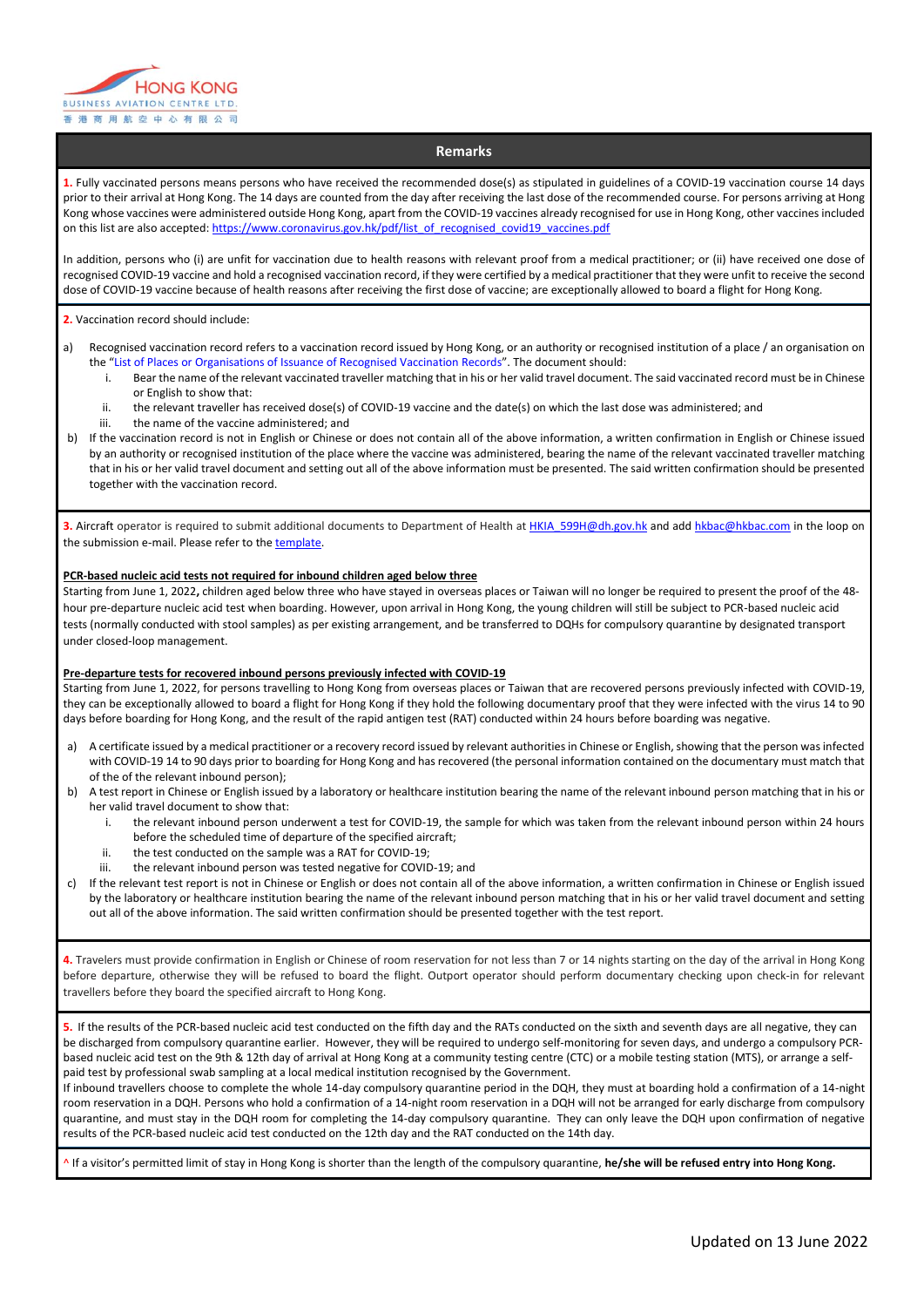## Remarks

**1.** Fully vaccinated persons means persons who have received the recommended dose(s) as stipulated in guidelines of a COVID-19 vaccination course 14 days prior to their arrival at Hong Kong. The 14 days are counted from the day after receiving the last dose of the recommended course. For persons arriving at Hong Kong whose vaccines were administered outside Hong Kong, apart from the COVID-19 vaccines already recognised for use in Hong Kong, other vaccines included on this list are also accepted: https://www.coronavirus.gov.hk/pdf/list_of_recognised_covid19_vaccines.pdf

In addition, persons who (i) are unfit for vaccination due to health reasons with relevant proof from a medical practitioner; or (ii) have received one dose of recognised COVID-19 vaccine and hold a recognised vaccination record, if they were certified by a medical practitioner that they were unfit to receive the second dose of COVID-19 vaccine because of health reasons after receiving the first dose of vaccine; are exceptionally allowed to board a flight for Hong Kong.

**2.** Vaccination record should include:

a) Recognised vaccination record refers to a vaccination record issued by Hong Kong, or an authority or recognised institution of a place / an organisation on the "List of Places or Organisations of Issuance of Recognised Vaccination Records". The document should:
   i. Bear the name of the relevant vaccinated traveller matching that in his or her valid travel document. The said vaccinated record must be in Chinese or English to show that:
   ii. the relevant traveller has received dose(s) of COVID-19 vaccine and the date(s) on which the last dose was administered; and
   iii. the name of the vaccine administered; and

b) If the vaccination record is not in English or Chinese or does not contain all of the above information, a written confirmation in English or Chinese issued by an authority or recognised institution of the place where the vaccine was administered, bearing the name of the relevant vaccinated traveller matching that in his or her valid travel document and setting out all of the above information must be presented. The said written confirmation should be presented together with the vaccination record.

**3.** Aircraft operator is required to submit additional documents to Department of Health at HKIA_599H@dh.gov.hk and add hkbac@hkbac.com in the loop on the submission e-mail. Please refer to the template.

**PCR-based nucleic acid tests not required for inbound children aged below three**

Starting from June 1, 2022**,** children aged below three who have stayed in overseas places or Taiwan will no longer be required to present the proof of the 48-hour pre-departure nucleic acid test when boarding. However, upon arrival in Hong Kong, the young children will still be subject to PCR-based nucleic acid tests (normally conducted with stool samples) as per existing arrangement, and be transferred to DQHs for compulsory quarantine by designated transport under closed-loop management.

**Pre-departure tests for recovered inbound persons previously infected with COVID-19**

Starting from June 1, 2022, for persons travelling to Hong Kong from overseas places or Taiwan that are recovered persons previously infected with COVID-19, they can be exceptionally allowed to board a flight for Hong Kong if they hold the following documentary proof that they were infected with the virus 14 to 90 days before boarding for Hong Kong, and the result of the rapid antigen test (RAT) conducted within 24 hours before boarding was negative.

a) A certificate issued by a medical practitioner or a recovery record issued by relevant authorities in Chinese or English, showing that the person was infected with COVID-19 14 to 90 days prior to boarding for Hong Kong and has recovered (the personal information contained on the documentary must match that of the of the relevant inbound person);

b) A test report in Chinese or English issued by a laboratory or healthcare institution bearing the name of the relevant inbound person matching that in his or her valid travel document to show that:
   i. the relevant inbound person underwent a test for COVID-19, the sample for which was taken from the relevant inbound person within 24 hours before the scheduled time of departure of the specified aircraft;
   ii. the test conducted on the sample was a RAT for COVID-19;
   iii. the relevant inbound person was tested negative for COVID-19; and

c) If the relevant test report is not in Chinese or English or does not contain all of the above information, a written confirmation in Chinese or English issued by the laboratory or healthcare institution bearing the name of the relevant inbound person matching that in his or her valid travel document and setting out all of the above information. The said written confirmation should be presented together with the test report.

**4.** Travelers must provide confirmation in English or Chinese of room reservation for not less than 7 or 14 nights starting on the day of the arrival in Hong Kong before departure, otherwise they will be refused to board the flight. Outport operator should perform documentary checking upon check-in for relevant travellers before they board the specified aircraft to Hong Kong.

**5.** If the results of the PCR-based nucleic acid test conducted on the fifth day and the RATs conducted on the sixth and seventh days are all negative, they can be discharged from compulsory quarantine earlier. However, they will be required to undergo self-monitoring for seven days, and undergo a compulsory PCR-based nucleic acid test on the 9th & 12th day of arrival at Hong Kong at a community testing centre (CTC) or a mobile testing station (MTS), or arrange a self-paid test by professional swab sampling at a local medical institution recognised by the Government.

If inbound travellers choose to complete the whole 14-day compulsory quarantine period in the DQH, they must at boarding hold a confirmation of a 14-night room reservation in a DQH. Persons who hold a confirmation of a 14-night room reservation in a DQH will not be arranged for early discharge from compulsory quarantine, and must stay in the DQH room for completing the 14-day compulsory quarantine. They can only leave the DQH upon confirmation of negative results of the PCR-based nucleic acid test conducted on the 12th day and the RAT conducted on the 14th day.

^ If a visitor's permitted limit of stay in Hong Kong is shorter than the length of the compulsory quarantine, **he/she will be refused entry into Hong Kong.**

Updated on 13 June 2022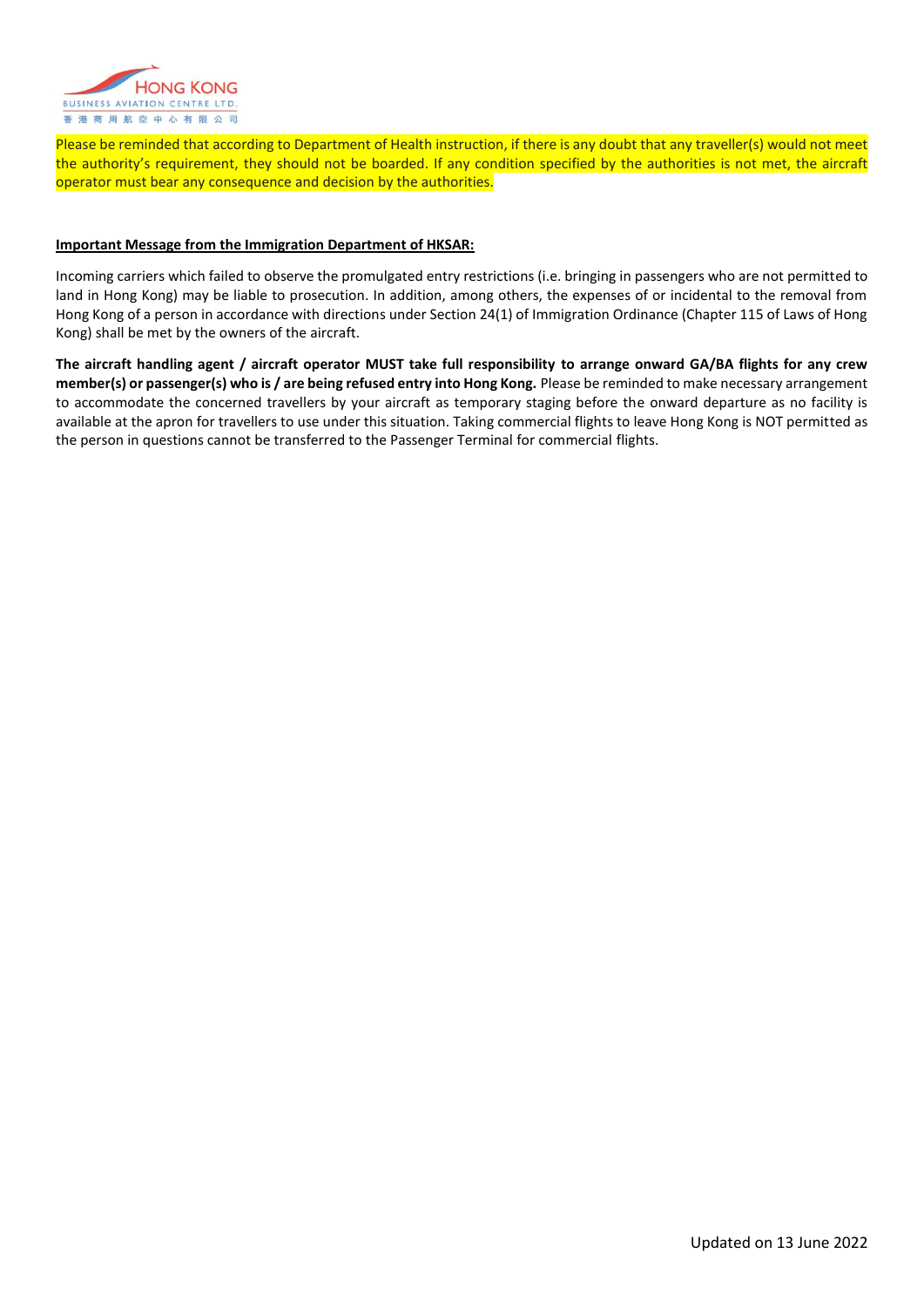Please be reminded that according to Department of Health instruction, if there is any doubt that any traveller(s) would not meet the authority's requirement, they should not be boarded. If any condition specified by the authorities is not met, the aircraft operator must bear any consequence and decision by the authorities.

**Important Message from the Immigration Department of HKSAR:**

Incoming carriers which failed to observe the promulgated entry restrictions (i.e. bringing in passengers who are not permitted to land in Hong Kong) may be liable to prosecution. In addition, among others, the expenses of or incidental to the removal from Hong Kong of a person in accordance with directions under Section 24(1) of Immigration Ordinance (Chapter 115 of Laws of Hong Kong) shall be met by the owners of the aircraft.

**The aircraft handling agent / aircraft operator MUST take full responsibility to arrange onward GA/BA flights for any crew member(s) or passenger(s) who is / are being refused entry into Hong Kong.** Please be reminded to make necessary arrangement to accommodate the concerned travellers by your aircraft as temporary staging before the onward departure as no facility is available at the apron for travellers to use under this situation. Taking commercial flights to leave Hong Kong is NOT permitted as the person in questions cannot be transferred to the Passenger Terminal for commercial flights.

Updated on 13 June 2022